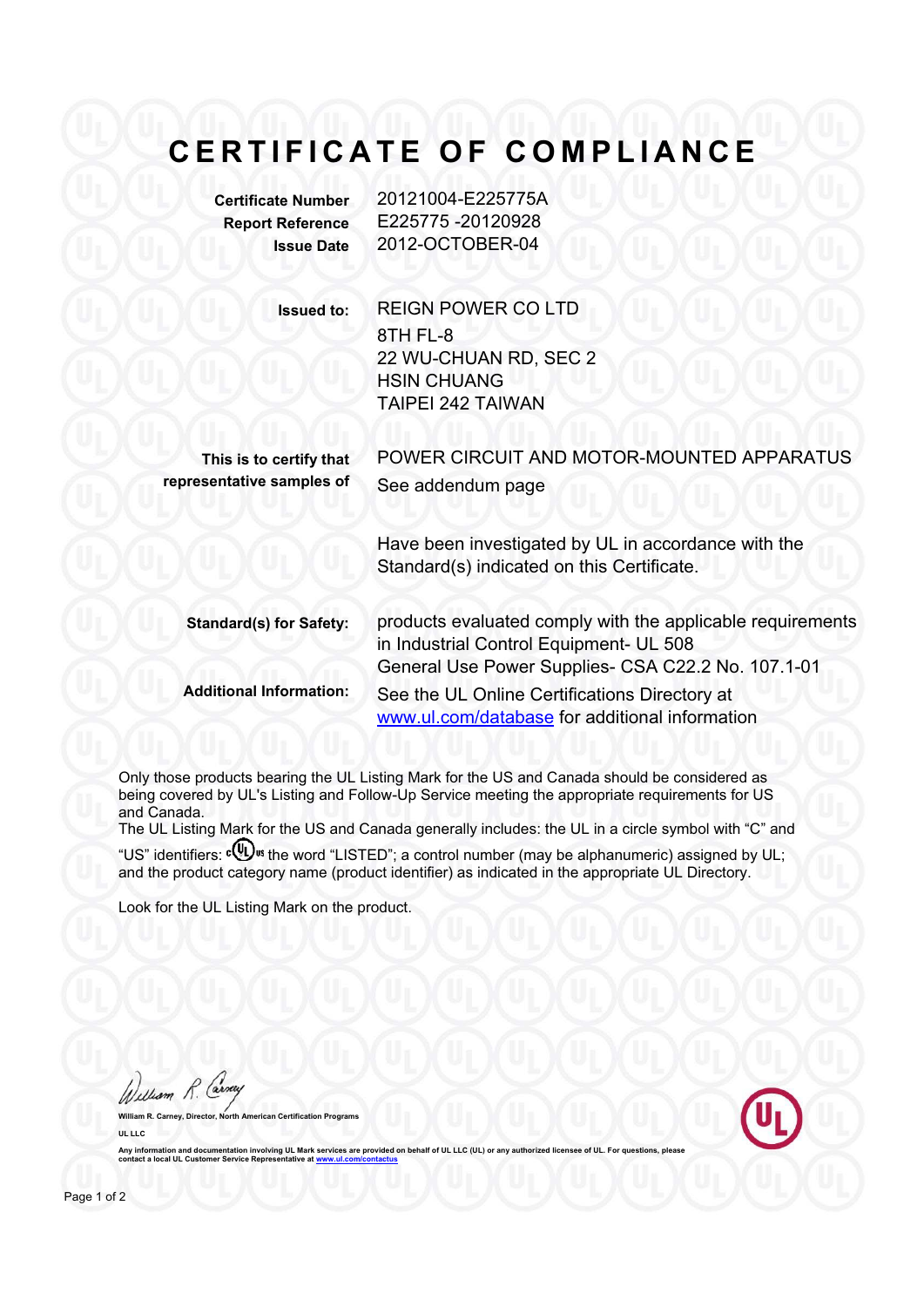# CERTIFICATE OF COMPLIANCE

**Certificate Number** 20121004-E225775A
**Report Reference** E225775 -20120928
**Issue Date** 2012-OCTOBER-04

**Issued to:** REIGN POWER CO LTD
8TH FL-8
22 WU-CHUAN RD, SEC 2
HSIN CHUANG
TAIPEI 242 TAIWAN

**This is to certify that representative samples of** POWER CIRCUIT AND MOTOR-MOUNTED APPARATUS
See addendum page

Have been investigated by UL in accordance with the Standard(s) indicated on this Certificate.

**Standard(s) for Safety:** products evaluated comply with the applicable requirements in Industrial Control Equipment- UL 508
General Use Power Supplies- CSA C22.2 No. 107.1-01

**Additional Information:** See the UL Online Certifications Directory at www.ul.com/database for additional information

Only those products bearing the UL Listing Mark for the US and Canada should be considered as being covered by UL's Listing and Follow-Up Service meeting the appropriate requirements for US and Canada.
The UL Listing Mark for the US and Canada generally includes: the UL in a circle symbol with "C" and "US" identifiers: c(UL)us the word "LISTED"; a control number (may be alphanumeric) assigned by UL; and the product category name (product identifier) as indicated in the appropriate UL Directory.

Look for the UL Listing Mark on the product.

William R. Carney, Director, North American Certification Programs

UL LLC

Any information and documentation involving UL Mark services are provided on behalf of UL LLC (UL) or any authorized licensee of UL. For questions, please contact a local UL Customer Service Representative at www.ul.com/contactus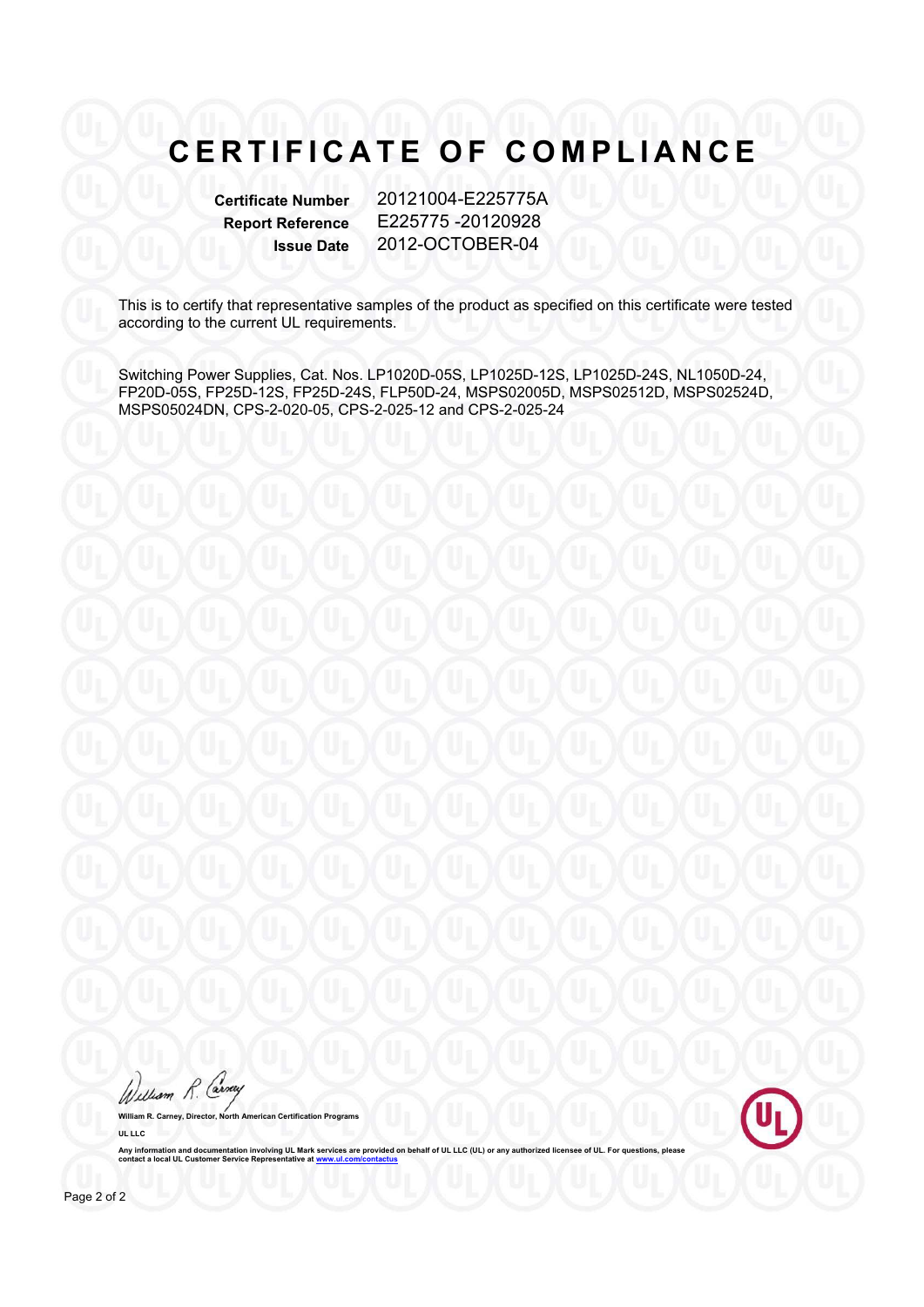# CERTIFICATE OF COMPLIANCE

**Certificate Number** 20121004-E225775A
**Report Reference** E225775 -20120928
**Issue Date** 2012-OCTOBER-04

This is to certify that representative samples of the product as specified on this certificate were tested according to the current UL requirements.

Switching Power Supplies, Cat. Nos. LP1020D-05S, LP1025D-12S, LP1025D-24S, NL1050D-24, FP20D-05S, FP25D-12S, FP25D-24S, FLP50D-24, MSPS02005D, MSPS02512D, MSPS02524D, MSPS05024DN, CPS-2-020-05, CPS-2-025-12 and CPS-2-025-24

**William R. Carney, Director, North American Certification Programs**

**UL LLC**

**Any information and documentation involving UL Mark services are provided on behalf of UL LLC (UL) or any authorized licensee of UL. For questions, please contact a local UL Customer Service Representative at www.ul.com/contactus**